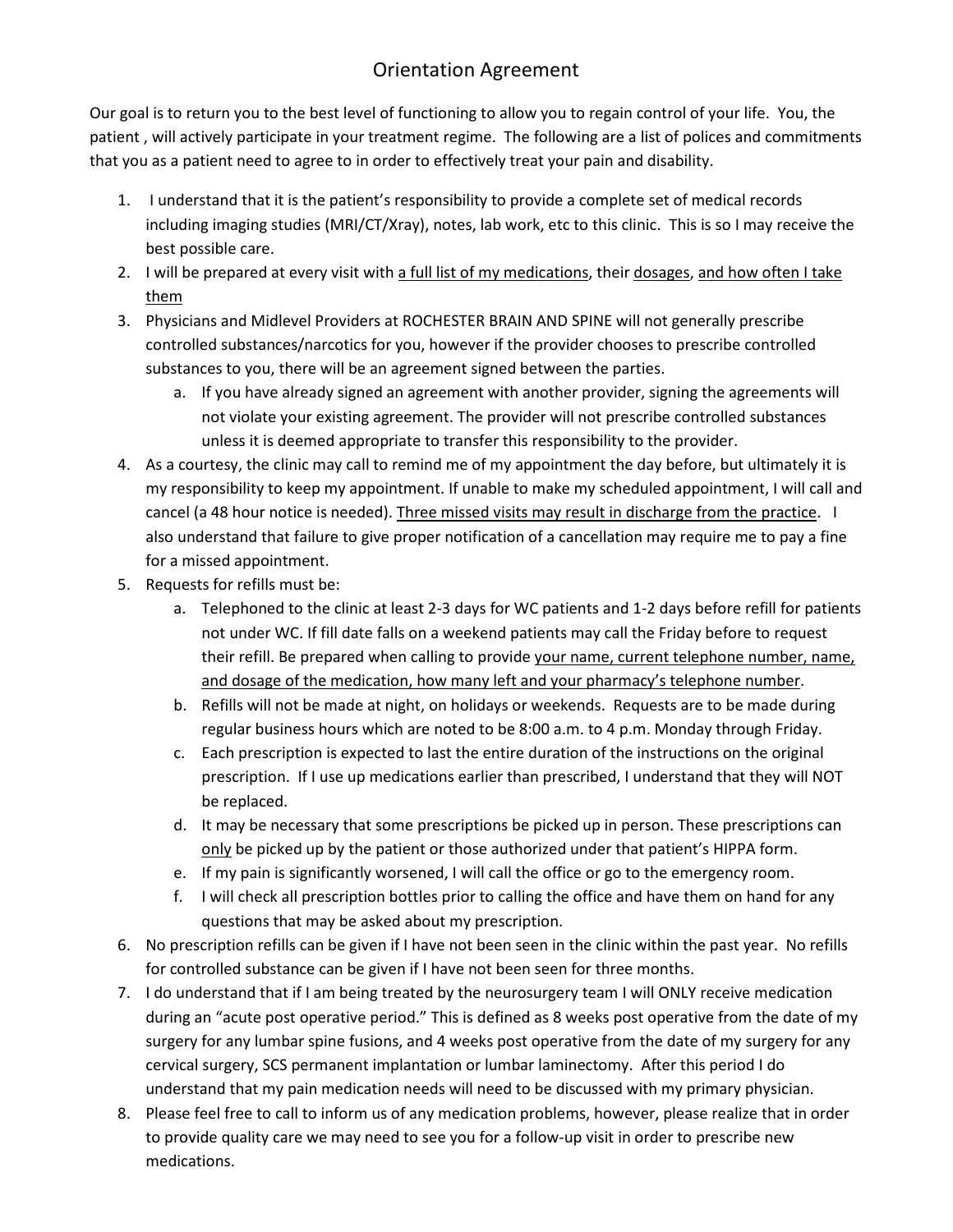# Orientation Agreement

Our goal is to return you to the best level of functioning to allow you to regain control of your life. You, the patient , will actively participate in your treatment regime. The following are a list of polices and commitments that you as a patient need to agree to in order to effectively treat your pain and disability.

1. I understand that it is the patient's responsibility to provide a complete set of medical records including imaging studies (MRI/CT/Xray), notes, lab work, etc to this clinic. This is so I may receive the best possible care.
2. I will be prepared at every visit with <u>a full list of my medications</u>, their <u>dosages</u>, <u>and how often I take them</u>
3. Physicians and Midlevel Providers at ROCHESTER BRAIN AND SPINE will not generally prescribe controlled substances/narcotics for you, however if the provider chooses to prescribe controlled substances to you, there will be an agreement signed between the parties.
   a. If you have already signed an agreement with another provider, signing the agreements will not violate your existing agreement. The provider will not prescribe controlled substances unless it is deemed appropriate to transfer this responsibility to the provider.
4. As a courtesy, the clinic may call to remind me of my appointment the day before, but ultimately it is my responsibility to keep my appointment. If unable to make my scheduled appointment, I will call and cancel (a 48 hour notice is needed). <u>Three missed visits may result in discharge from the practice</u>. I also understand that failure to give proper notification of a cancellation may require me to pay a fine for a missed appointment.
5. Requests for refills must be:
   a. Telephoned to the clinic at least 2-3 days for WC patients and 1-2 days before refill for patients not under WC. If fill date falls on a weekend patients may call the Friday before to request their refill. Be prepared when calling to provide <u>your name, current telephone number, name, and dosage of the medication, how many left and your pharmacy's telephone number</u>.
   b. Refills will not be made at night, on holidays or weekends. Requests are to be made during regular business hours which are noted to be 8:00 a.m. to 4 p.m. Monday through Friday.
   c. Each prescription is expected to last the entire duration of the instructions on the original prescription. If I use up medications earlier than prescribed, I understand that they will NOT be replaced.
   d. It may be necessary that some prescriptions be picked up in person. These prescriptions can <u>only</u> be picked up by the patient or those authorized under that patient's HIPPA form.
   e. If my pain is significantly worsened, I will call the office or go to the emergency room.
   f. I will check all prescription bottles prior to calling the office and have them on hand for any questions that may be asked about my prescription.
6. No prescription refills can be given if I have not been seen in the clinic within the past year. No refills for controlled substance can be given if I have not been seen for three months.
7. I do understand that if I am being treated by the neurosurgery team I will ONLY receive medication during an "acute post operative period." This is defined as 8 weeks post operative from the date of my surgery for any lumbar spine fusions, and 4 weeks post operative from the date of my surgery for any cervical surgery, SCS permanent implantation or lumbar laminectomy. After this period I do understand that my pain medication needs will need to be discussed with my primary physician.
8. Please feel free to call to inform us of any medication problems, however, please realize that in order to provide quality care we may need to see you for a follow-up visit in order to prescribe new medications.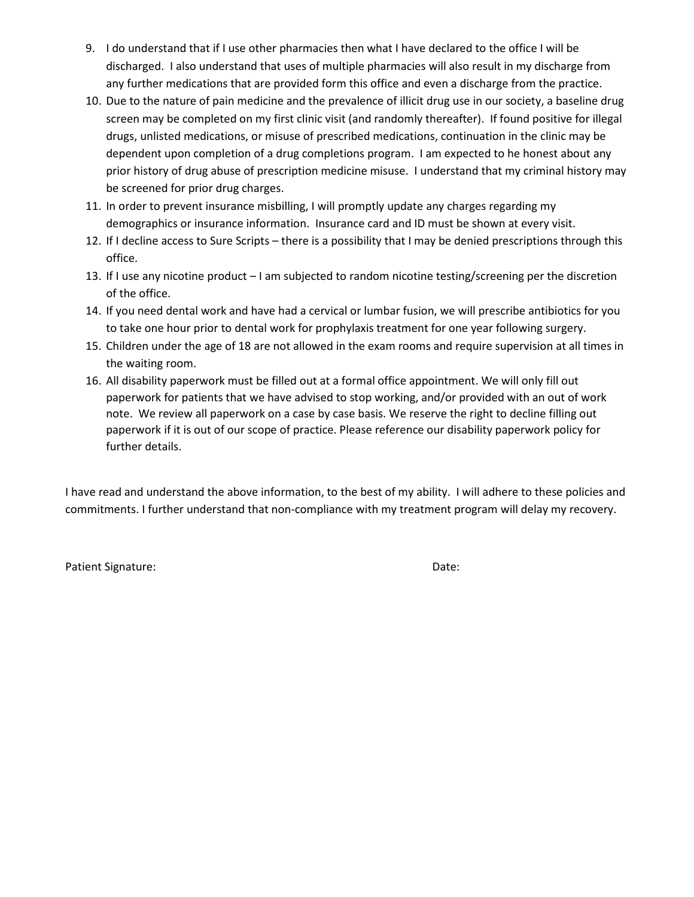9. I do understand that if I use other pharmacies then what I have declared to the office I will be discharged. I also understand that uses of multiple pharmacies will also result in my discharge from any further medications that are provided form this office and even a discharge from the practice.
10. Due to the nature of pain medicine and the prevalence of illicit drug use in our society, a baseline drug screen may be completed on my first clinic visit (and randomly thereafter). If found positive for illegal drugs, unlisted medications, or misuse of prescribed medications, continuation in the clinic may be dependent upon completion of a drug completions program. I am expected to he honest about any prior history of drug abuse of prescription medicine misuse. I understand that my criminal history may be screened for prior drug charges.
11. In order to prevent insurance misbilling, I will promptly update any charges regarding my demographics or insurance information. Insurance card and ID must be shown at every visit.
12. If I decline access to Sure Scripts – there is a possibility that I may be denied prescriptions through this office.
13. If I use any nicotine product – I am subjected to random nicotine testing/screening per the discretion of the office.
14. If you need dental work and have had a cervical or lumbar fusion, we will prescribe antibiotics for you to take one hour prior to dental work for prophylaxis treatment for one year following surgery.
15. Children under the age of 18 are not allowed in the exam rooms and require supervision at all times in the waiting room.
16. All disability paperwork must be filled out at a formal office appointment. We will only fill out paperwork for patients that we have advised to stop working, and/or provided with an out of work note. We review all paperwork on a case by case basis. We reserve the right to decline filling out paperwork if it is out of our scope of practice. Please reference our disability paperwork policy for further details.

I have read and understand the above information, to the best of my ability. I will adhere to these policies and commitments. I further understand that non-compliance with my treatment program will delay my recovery.

Patient Signature: Date: